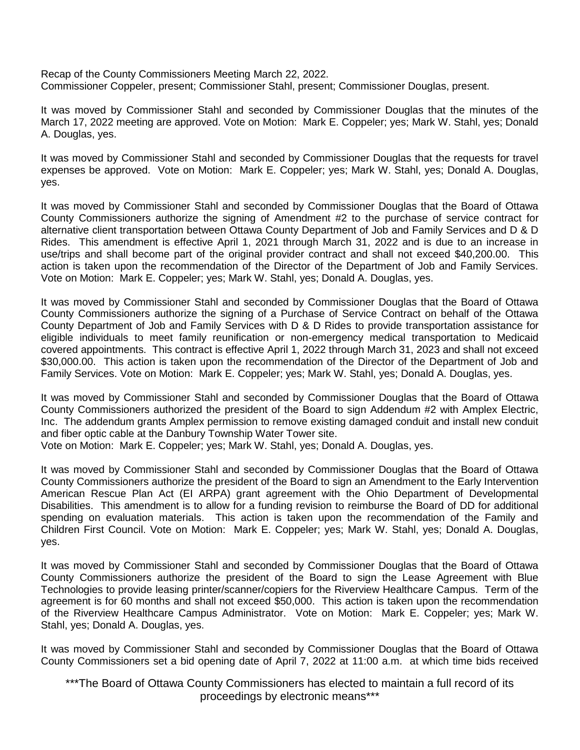Recap of the County Commissioners Meeting March 22, 2022.
Commissioner Coppeler, present; Commissioner Stahl, present; Commissioner Douglas, present.

It was moved by Commissioner Stahl and seconded by Commissioner Douglas that the minutes of the March 17, 2022 meeting are approved. Vote on Motion: Mark E. Coppeler; yes; Mark W. Stahl, yes; Donald A. Douglas, yes.

It was moved by Commissioner Stahl and seconded by Commissioner Douglas that the requests for travel expenses be approved. Vote on Motion: Mark E. Coppeler; yes; Mark W. Stahl, yes; Donald A. Douglas, yes.

It was moved by Commissioner Stahl and seconded by Commissioner Douglas that the Board of Ottawa County Commissioners authorize the signing of Amendment #2 to the purchase of service contract for alternative client transportation between Ottawa County Department of Job and Family Services and D & D Rides. This amendment is effective April 1, 2021 through March 31, 2022 and is due to an increase in use/trips and shall become part of the original provider contract and shall not exceed $40,200.00. This action is taken upon the recommendation of the Director of the Department of Job and Family Services. Vote on Motion: Mark E. Coppeler; yes; Mark W. Stahl, yes; Donald A. Douglas, yes.

It was moved by Commissioner Stahl and seconded by Commissioner Douglas that the Board of Ottawa County Commissioners authorize the signing of a Purchase of Service Contract on behalf of the Ottawa County Department of Job and Family Services with D & D Rides to provide transportation assistance for eligible individuals to meet family reunification or non-emergency medical transportation to Medicaid covered appointments. This contract is effective April 1, 2022 through March 31, 2023 and shall not exceed $30,000.00. This action is taken upon the recommendation of the Director of the Department of Job and Family Services. Vote on Motion: Mark E. Coppeler; yes; Mark W. Stahl, yes; Donald A. Douglas, yes.

It was moved by Commissioner Stahl and seconded by Commissioner Douglas that the Board of Ottawa County Commissioners authorized the president of the Board to sign Addendum #2 with Amplex Electric, Inc. The addendum grants Amplex permission to remove existing damaged conduit and install new conduit and fiber optic cable at the Danbury Township Water Tower site.
Vote on Motion: Mark E. Coppeler; yes; Mark W. Stahl, yes; Donald A. Douglas, yes.

It was moved by Commissioner Stahl and seconded by Commissioner Douglas that the Board of Ottawa County Commissioners authorize the president of the Board to sign an Amendment to the Early Intervention American Rescue Plan Act (EI ARPA) grant agreement with the Ohio Department of Developmental Disabilities. This amendment is to allow for a funding revision to reimburse the Board of DD for additional spending on evaluation materials. This action is taken upon the recommendation of the Family and Children First Council. Vote on Motion: Mark E. Coppeler; yes; Mark W. Stahl, yes; Donald A. Douglas, yes.

It was moved by Commissioner Stahl and seconded by Commissioner Douglas that the Board of Ottawa County Commissioners authorize the president of the Board to sign the Lease Agreement with Blue Technologies to provide leasing printer/scanner/copiers for the Riverview Healthcare Campus. Term of the agreement is for 60 months and shall not exceed $50,000. This action is taken upon the recommendation of the Riverview Healthcare Campus Administrator. Vote on Motion: Mark E. Coppeler; yes; Mark W. Stahl, yes; Donald A. Douglas, yes.

It was moved by Commissioner Stahl and seconded by Commissioner Douglas that the Board of Ottawa County Commissioners set a bid opening date of April 7, 2022 at 11:00 a.m. at which time bids received

\*\*\*The Board of Ottawa County Commissioners has elected to maintain a full record of its proceedings by electronic means\*\*\*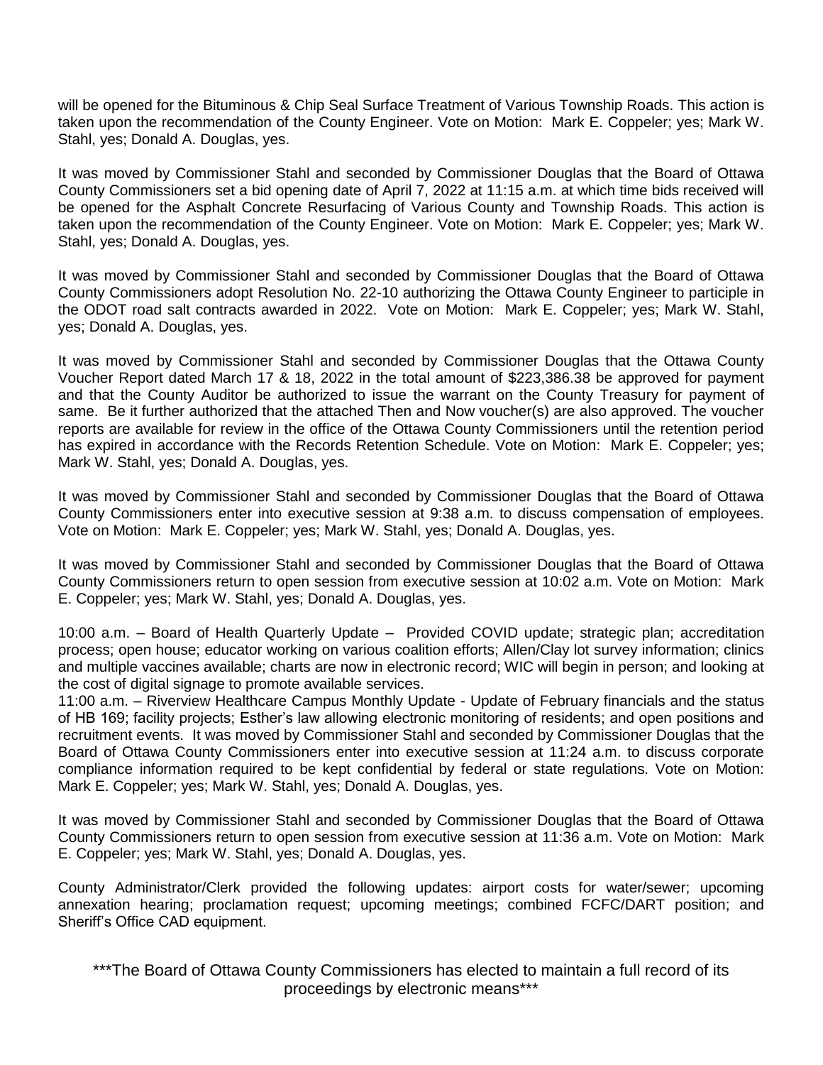will be opened for the Bituminous & Chip Seal Surface Treatment of Various Township Roads. This action is taken upon the recommendation of the County Engineer. Vote on Motion: Mark E. Coppeler; yes; Mark W. Stahl, yes; Donald A. Douglas, yes.

It was moved by Commissioner Stahl and seconded by Commissioner Douglas that the Board of Ottawa County Commissioners set a bid opening date of April 7, 2022 at 11:15 a.m. at which time bids received will be opened for the Asphalt Concrete Resurfacing of Various County and Township Roads. This action is taken upon the recommendation of the County Engineer. Vote on Motion: Mark E. Coppeler; yes; Mark W. Stahl, yes; Donald A. Douglas, yes.

It was moved by Commissioner Stahl and seconded by Commissioner Douglas that the Board of Ottawa County Commissioners adopt Resolution No. 22-10 authorizing the Ottawa County Engineer to participle in the ODOT road salt contracts awarded in 2022. Vote on Motion: Mark E. Coppeler; yes; Mark W. Stahl, yes; Donald A. Douglas, yes.

It was moved by Commissioner Stahl and seconded by Commissioner Douglas that the Ottawa County Voucher Report dated March 17 & 18, 2022 in the total amount of $223,386.38 be approved for payment and that the County Auditor be authorized to issue the warrant on the County Treasury for payment of same. Be it further authorized that the attached Then and Now voucher(s) are also approved. The voucher reports are available for review in the office of the Ottawa County Commissioners until the retention period has expired in accordance with the Records Retention Schedule. Vote on Motion: Mark E. Coppeler; yes; Mark W. Stahl, yes; Donald A. Douglas, yes.

It was moved by Commissioner Stahl and seconded by Commissioner Douglas that the Board of Ottawa County Commissioners enter into executive session at 9:38 a.m. to discuss compensation of employees. Vote on Motion: Mark E. Coppeler; yes; Mark W. Stahl, yes; Donald A. Douglas, yes.

It was moved by Commissioner Stahl and seconded by Commissioner Douglas that the Board of Ottawa County Commissioners return to open session from executive session at 10:02 a.m. Vote on Motion: Mark E. Coppeler; yes; Mark W. Stahl, yes; Donald A. Douglas, yes.

10:00 a.m. – Board of Health Quarterly Update – Provided COVID update; strategic plan; accreditation process; open house; educator working on various coalition efforts; Allen/Clay lot survey information; clinics and multiple vaccines available; charts are now in electronic record; WIC will begin in person; and looking at the cost of digital signage to promote available services.

11:00 a.m. – Riverview Healthcare Campus Monthly Update - Update of February financials and the status of HB 169; facility projects; Esther's law allowing electronic monitoring of residents; and open positions and recruitment events. It was moved by Commissioner Stahl and seconded by Commissioner Douglas that the Board of Ottawa County Commissioners enter into executive session at 11:24 a.m. to discuss corporate compliance information required to be kept confidential by federal or state regulations. Vote on Motion: Mark E. Coppeler; yes; Mark W. Stahl, yes; Donald A. Douglas, yes.

It was moved by Commissioner Stahl and seconded by Commissioner Douglas that the Board of Ottawa County Commissioners return to open session from executive session at 11:36 a.m. Vote on Motion: Mark E. Coppeler; yes; Mark W. Stahl, yes; Donald A. Douglas, yes.

County Administrator/Clerk provided the following updates: airport costs for water/sewer; upcoming annexation hearing; proclamation request; upcoming meetings; combined FCFC/DART position; and Sheriff's Office CAD equipment.

***The Board of Ottawa County Commissioners has elected to maintain a full record of its proceedings by electronic means***